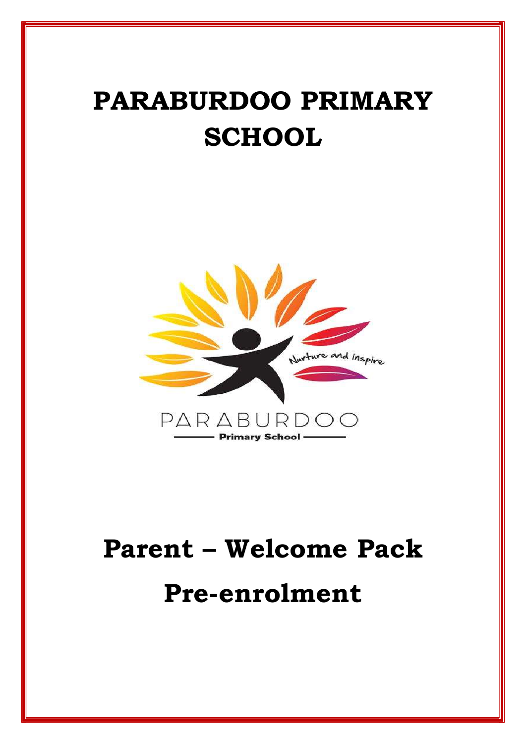# PARABURDOO PRIMARY SCHOOL

Nurture and inspire

PARABURDOO

Primary School

# Parent – Welcome Pack

# Pre-enrolment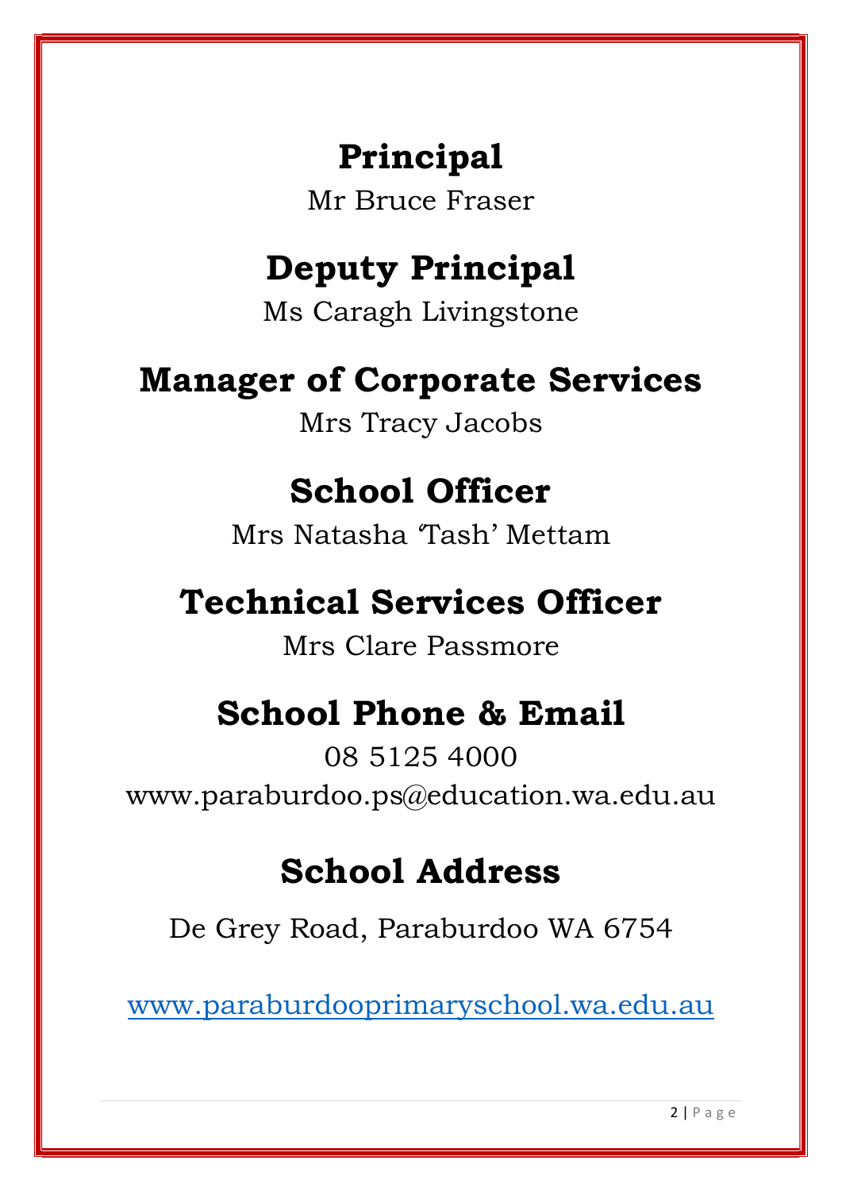# Principal

Mr Bruce Fraser

# Deputy Principal

Ms Caragh Livingstone

# Manager of Corporate Services

Mrs Tracy Jacobs

# School Officer

Mrs Natasha 'Tash' Mettam

# Technical Services Officer

Mrs Clare Passmore

# School Phone & Email

08 5125 4000

www.paraburdoo.ps@education.wa.edu.au

# School Address

De Grey Road, Paraburdoo WA 6754

[www.paraburdooprimaryschool.wa.edu.au](http://www.paraburdooprimaryschool.wa.edu.au)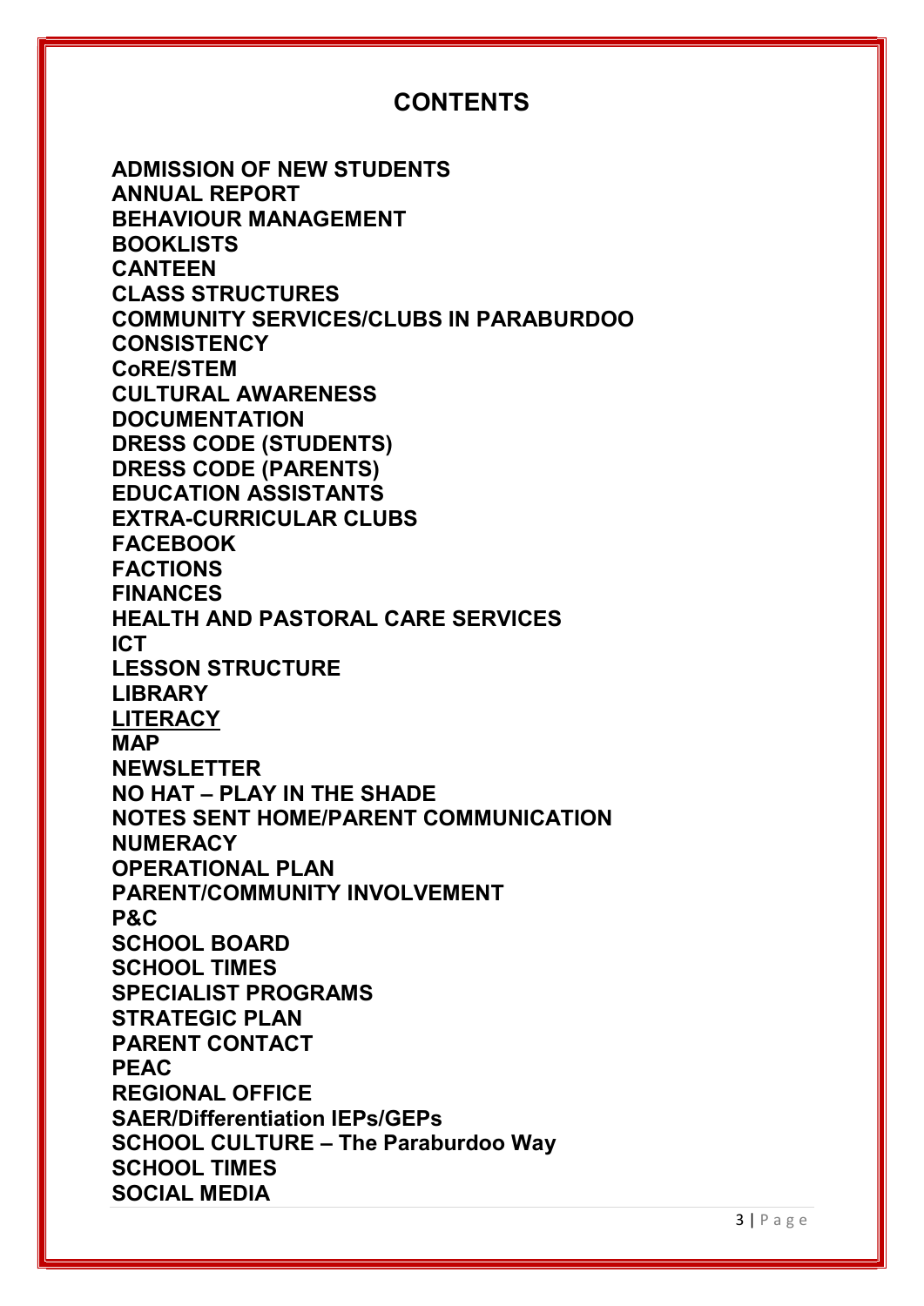# CONTENTS

**ADMISSION OF NEW STUDENTS**
**ANNUAL REPORT**
**BEHAVIOUR MANAGEMENT**
**BOOKLISTS**
**CANTEEN**
**CLASS STRUCTURES**
**COMMUNITY SERVICES/CLUBS IN PARABURDOO**
**CONSISTENCY**
**CoRE/STEM**
**CULTURAL AWARENESS**
**DOCUMENTATION**
**DRESS CODE (STUDENTS)**
**DRESS CODE (PARENTS)**
**EDUCATION ASSISTANTS**
**EXTRA-CURRICULAR CLUBS**
**FACEBOOK**
**FACTIONS**
**FINANCES**
**HEALTH AND PASTORAL CARE SERVICES**
**ICT**
**LESSON STRUCTURE**
**LIBRARY**
**<u>LITERACY</u>**
**MAP**
**NEWSLETTER**
**NO HAT – PLAY IN THE SHADE**
**NOTES SENT HOME/PARENT COMMUNICATION**
**NUMERACY**
**OPERATIONAL PLAN**
**PARENT/COMMUNITY INVOLVEMENT**
**P&C**
**SCHOOL BOARD**
**SCHOOL TIMES**
**SPECIALIST PROGRAMS**
**STRATEGIC PLAN**
**PARENT CONTACT**
**PEAC**
**REGIONAL OFFICE**
**SAER/Differentiation IEPs/GEPs**
**SCHOOL CULTURE – The Paraburdoo Way**
**SCHOOL TIMES**
**SOCIAL MEDIA**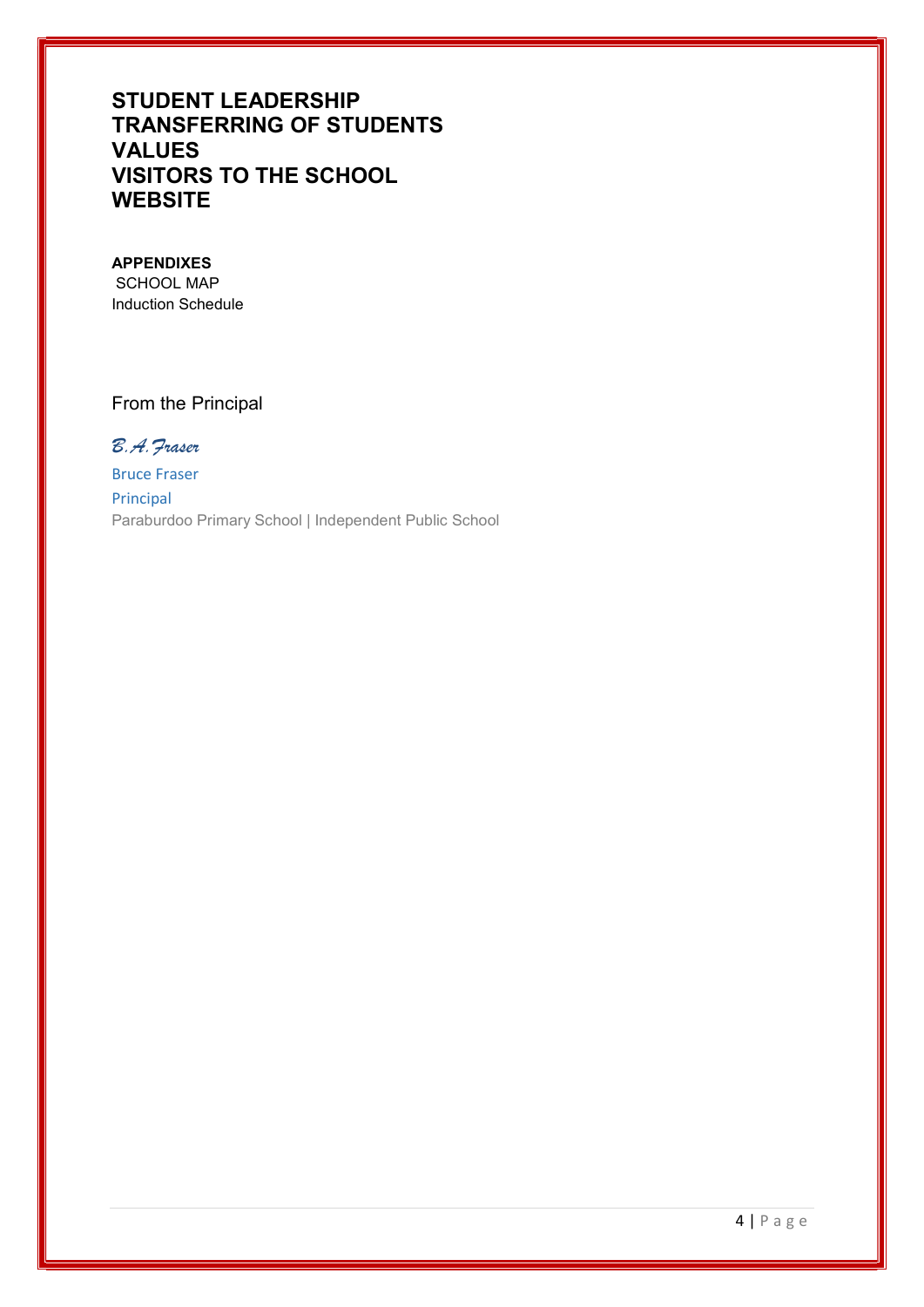**STUDENT LEADERSHIP**
**TRANSFERRING OF STUDENTS**
**VALUES**
**VISITORS TO THE SCHOOL**
**WEBSITE**

**APPENDIXES**
SCHOOL MAP
Induction Schedule

From the Principal

*B.A.Fraser*

Bruce Fraser
Principal
Paraburdoo Primary School | Independent Public School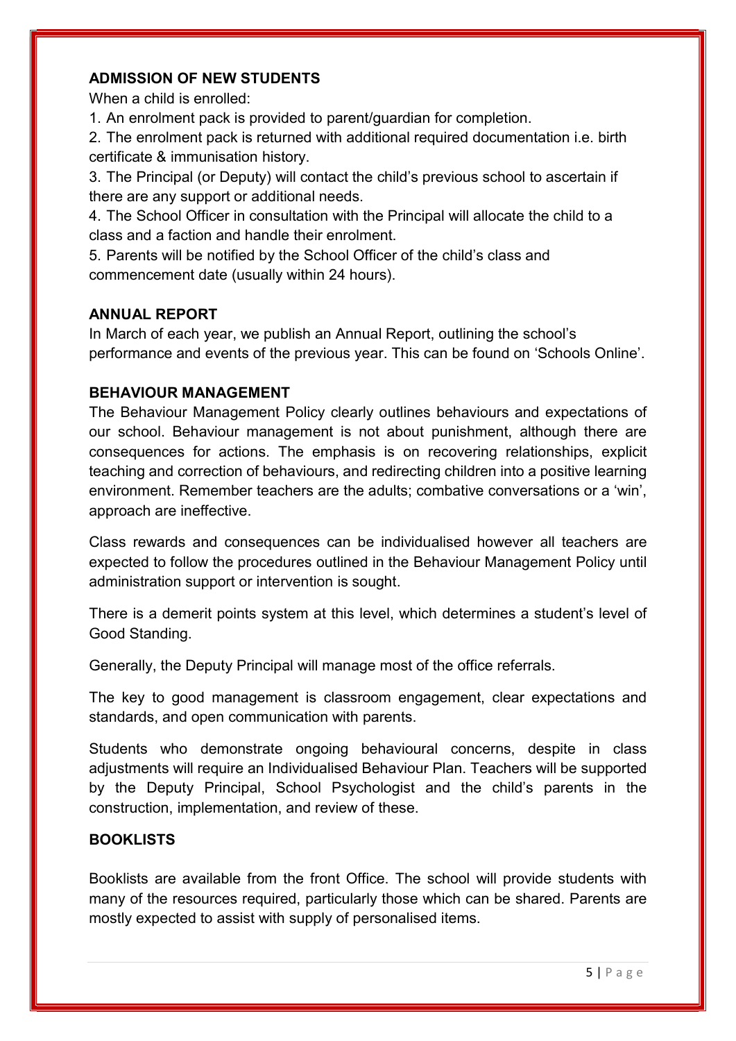## ADMISSION OF NEW STUDENTS

When a child is enrolled:

1. An enrolment pack is provided to parent/guardian for completion.
2. The enrolment pack is returned with additional required documentation i.e. birth certificate & immunisation history.
3. The Principal (or Deputy) will contact the child's previous school to ascertain if there are any support or additional needs.
4. The School Officer in consultation with the Principal will allocate the child to a class and a faction and handle their enrolment.
5. Parents will be notified by the School Officer of the child's class and commencement date (usually within 24 hours).

## ANNUAL REPORT

In March of each year, we publish an Annual Report, outlining the school's performance and events of the previous year. This can be found on 'Schools Online'.

## BEHAVIOUR MANAGEMENT

The Behaviour Management Policy clearly outlines behaviours and expectations of our school. Behaviour management is not about punishment, although there are consequences for actions. The emphasis is on recovering relationships, explicit teaching and correction of behaviours, and redirecting children into a positive learning environment. Remember teachers are the adults; combative conversations or a 'win', approach are ineffective.

Class rewards and consequences can be individualised however all teachers are expected to follow the procedures outlined in the Behaviour Management Policy until administration support or intervention is sought.

There is a demerit points system at this level, which determines a student's level of Good Standing.

Generally, the Deputy Principal will manage most of the office referrals.

The key to good management is classroom engagement, clear expectations and standards, and open communication with parents.

Students who demonstrate ongoing behavioural concerns, despite in class adjustments will require an Individualised Behaviour Plan. Teachers will be supported by the Deputy Principal, School Psychologist and the child's parents in the construction, implementation, and review of these.

## BOOKLISTS

Booklists are available from the front Office. The school will provide students with many of the resources required, particularly those which can be shared. Parents are mostly expected to assist with supply of personalised items.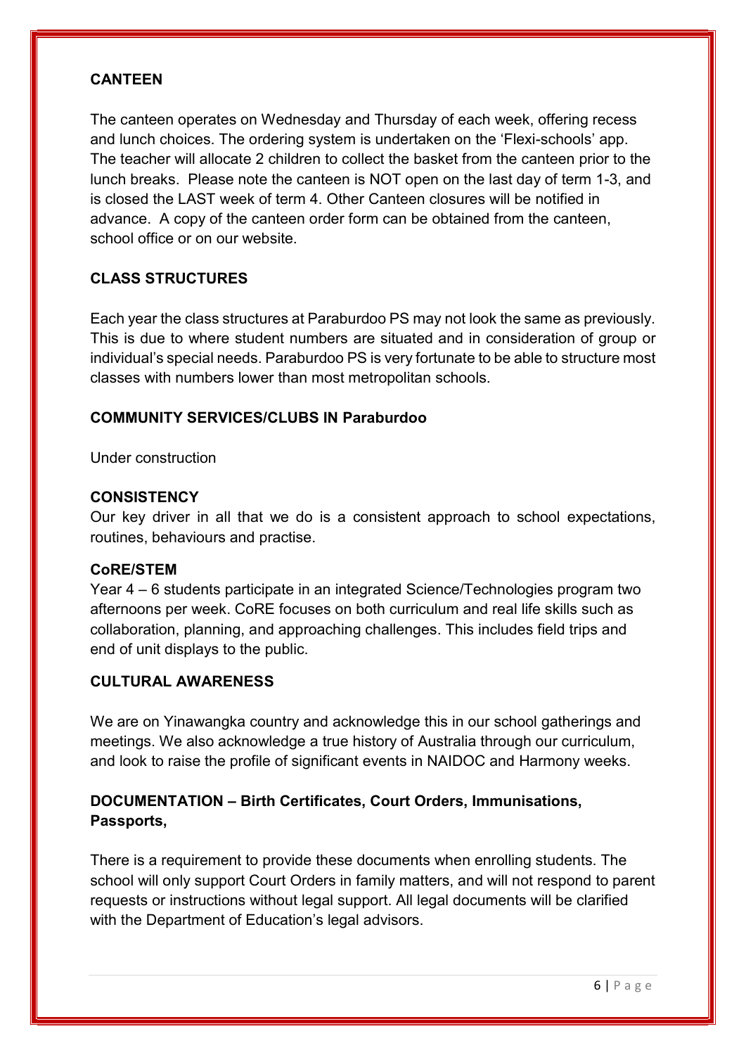## CANTEEN

The canteen operates on Wednesday and Thursday of each week, offering recess and lunch choices. The ordering system is undertaken on the 'Flexi-schools' app. The teacher will allocate 2 children to collect the basket from the canteen prior to the lunch breaks. Please note the canteen is NOT open on the last day of term 1-3, and is closed the LAST week of term 4. Other Canteen closures will be notified in advance. A copy of the canteen order form can be obtained from the canteen, school office or on our website.

## CLASS STRUCTURES

Each year the class structures at Paraburdoo PS may not look the same as previously. This is due to where student numbers are situated and in consideration of group or individual's special needs. Paraburdoo PS is very fortunate to be able to structure most classes with numbers lower than most metropolitan schools.

## COMMUNITY SERVICES/CLUBS IN Paraburdoo

Under construction

## CONSISTENCY

Our key driver in all that we do is a consistent approach to school expectations, routines, behaviours and practise.

## CoRE/STEM

Year 4 – 6 students participate in an integrated Science/Technologies program two afternoons per week. CoRE focuses on both curriculum and real life skills such as collaboration, planning, and approaching challenges. This includes field trips and end of unit displays to the public.

## CULTURAL AWARENESS

We are on Yinawangka country and acknowledge this in our school gatherings and meetings. We also acknowledge a true history of Australia through our curriculum, and look to raise the profile of significant events in NAIDOC and Harmony weeks.

## DOCUMENTATION – Birth Certificates, Court Orders, Immunisations, Passports,

There is a requirement to provide these documents when enrolling students. The school will only support Court Orders in family matters, and will not respond to parent requests or instructions without legal support. All legal documents will be clarified with the Department of Education's legal advisors.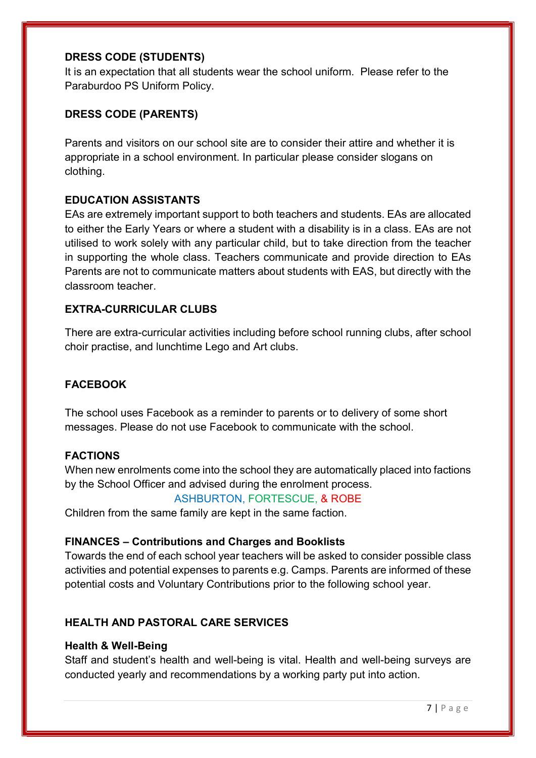## DRESS CODE (STUDENTS)

It is an expectation that all students wear the school uniform. Please refer to the Paraburdoo PS Uniform Policy.

## DRESS CODE (PARENTS)

Parents and visitors on our school site are to consider their attire and whether it is appropriate in a school environment. In particular please consider slogans on clothing.

## EDUCATION ASSISTANTS

EAs are extremely important support to both teachers and students. EAs are allocated to either the Early Years or where a student with a disability is in a class. EAs are not utilised to work solely with any particular child, but to take direction from the teacher in supporting the whole class. Teachers communicate and provide direction to EAs Parents are not to communicate matters about students with EAS, but directly with the classroom teacher.

## EXTRA-CURRICULAR CLUBS

There are extra-curricular activities including before school running clubs, after school choir practise, and lunchtime Lego and Art clubs.

## FACEBOOK

The school uses Facebook as a reminder to parents or to delivery of some short messages. Please do not use Facebook to communicate with the school.

## FACTIONS

When new enrolments come into the school they are automatically placed into factions by the School Officer and advised during the enrolment process.

ASHBURTON, FORTESCUE, & ROBE

Children from the same family are kept in the same faction.

## FINANCES – Contributions and Charges and Booklists

Towards the end of each school year teachers will be asked to consider possible class activities and potential expenses to parents e.g. Camps. Parents are informed of these potential costs and Voluntary Contributions prior to the following school year.

## HEALTH AND PASTORAL CARE SERVICES

### Health & Well-Being

Staff and student's health and well-being is vital. Health and well-being surveys are conducted yearly and recommendations by a working party put into action.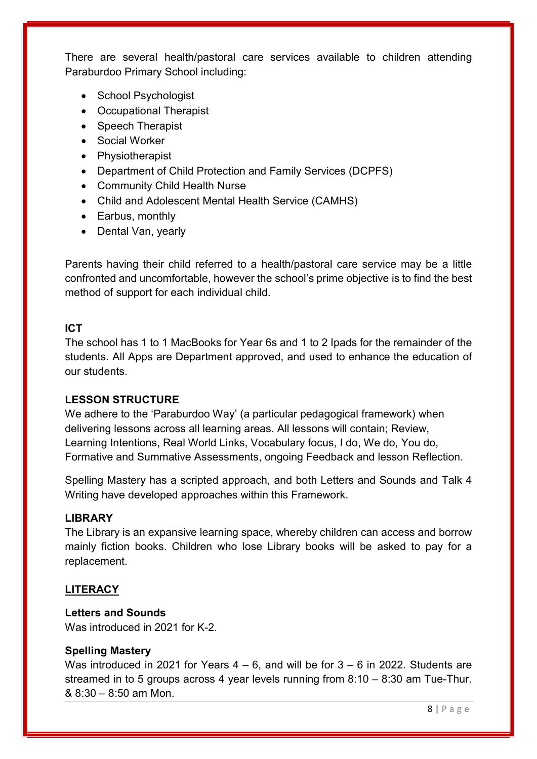There are several health/pastoral care services available to children attending Paraburdoo Primary School including:

- School Psychologist
- Occupational Therapist
- Speech Therapist
- Social Worker
- Physiotherapist
- Department of Child Protection and Family Services (DCPFS)
- Community Child Health Nurse
- Child and Adolescent Mental Health Service (CAMHS)
- Earbus, monthly
- Dental Van, yearly

Parents having their child referred to a health/pastoral care service may be a little confronted and uncomfortable, however the school's prime objective is to find the best method of support for each individual child.

**ICT**

The school has 1 to 1 MacBooks for Year 6s and 1 to 2 Ipads for the remainder of the students. All Apps are Department approved, and used to enhance the education of our students.

**LESSON STRUCTURE**

We adhere to the 'Paraburdoo Way' (a particular pedagogical framework) when delivering lessons across all learning areas. All lessons will contain; Review, Learning Intentions, Real World Links, Vocabulary focus, I do, We do, You do, Formative and Summative Assessments, ongoing Feedback and lesson Reflection.

Spelling Mastery has a scripted approach, and both Letters and Sounds and Talk 4 Writing have developed approaches within this Framework.

**LIBRARY**

The Library is an expansive learning space, whereby children can access and borrow mainly fiction books. Children who lose Library books will be asked to pay for a replacement.

**LITERACY**

**Letters and Sounds**

Was introduced in 2021 for K-2.

**Spelling Mastery**

Was introduced in 2021 for Years 4 – 6, and will be for 3 – 6 in 2022. Students are streamed in to 5 groups across 4 year levels running from 8:10 – 8:30 am Tue-Thur. & 8:30 – 8:50 am Mon.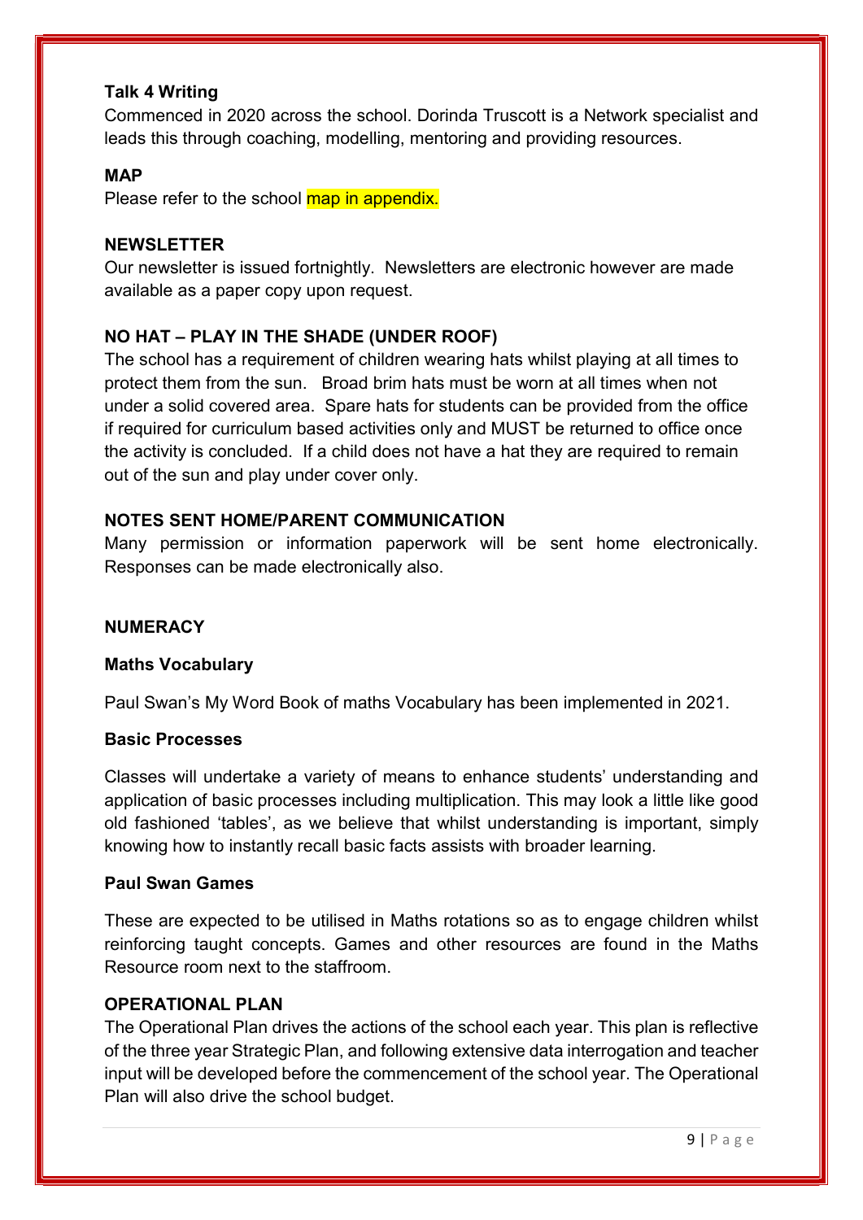**Talk 4 Writing**

Commenced in 2020 across the school. Dorinda Truscott is a Network specialist and leads this through coaching, modelling, mentoring and providing resources.

**MAP**

Please refer to the school map in appendix.

**NEWSLETTER**

Our newsletter is issued fortnightly. Newsletters are electronic however are made available as a paper copy upon request.

**NO HAT – PLAY IN THE SHADE (UNDER ROOF)**

The school has a requirement of children wearing hats whilst playing at all times to protect them from the sun. Broad brim hats must be worn at all times when not under a solid covered area. Spare hats for students can be provided from the office if required for curriculum based activities only and MUST be returned to office once the activity is concluded. If a child does not have a hat they are required to remain out of the sun and play under cover only.

**NOTES SENT HOME/PARENT COMMUNICATION**

Many permission or information paperwork will be sent home electronically. Responses can be made electronically also.

**NUMERACY**

**Maths Vocabulary**

Paul Swan's My Word Book of maths Vocabulary has been implemented in 2021.

**Basic Processes**

Classes will undertake a variety of means to enhance students' understanding and application of basic processes including multiplication. This may look a little like good old fashioned 'tables', as we believe that whilst understanding is important, simply knowing how to instantly recall basic facts assists with broader learning.

**Paul Swan Games**

These are expected to be utilised in Maths rotations so as to engage children whilst reinforcing taught concepts. Games and other resources are found in the Maths Resource room next to the staffroom.

**OPERATIONAL PLAN**

The Operational Plan drives the actions of the school each year. This plan is reflective of the three year Strategic Plan, and following extensive data interrogation and teacher input will be developed before the commencement of the school year. The Operational Plan will also drive the school budget.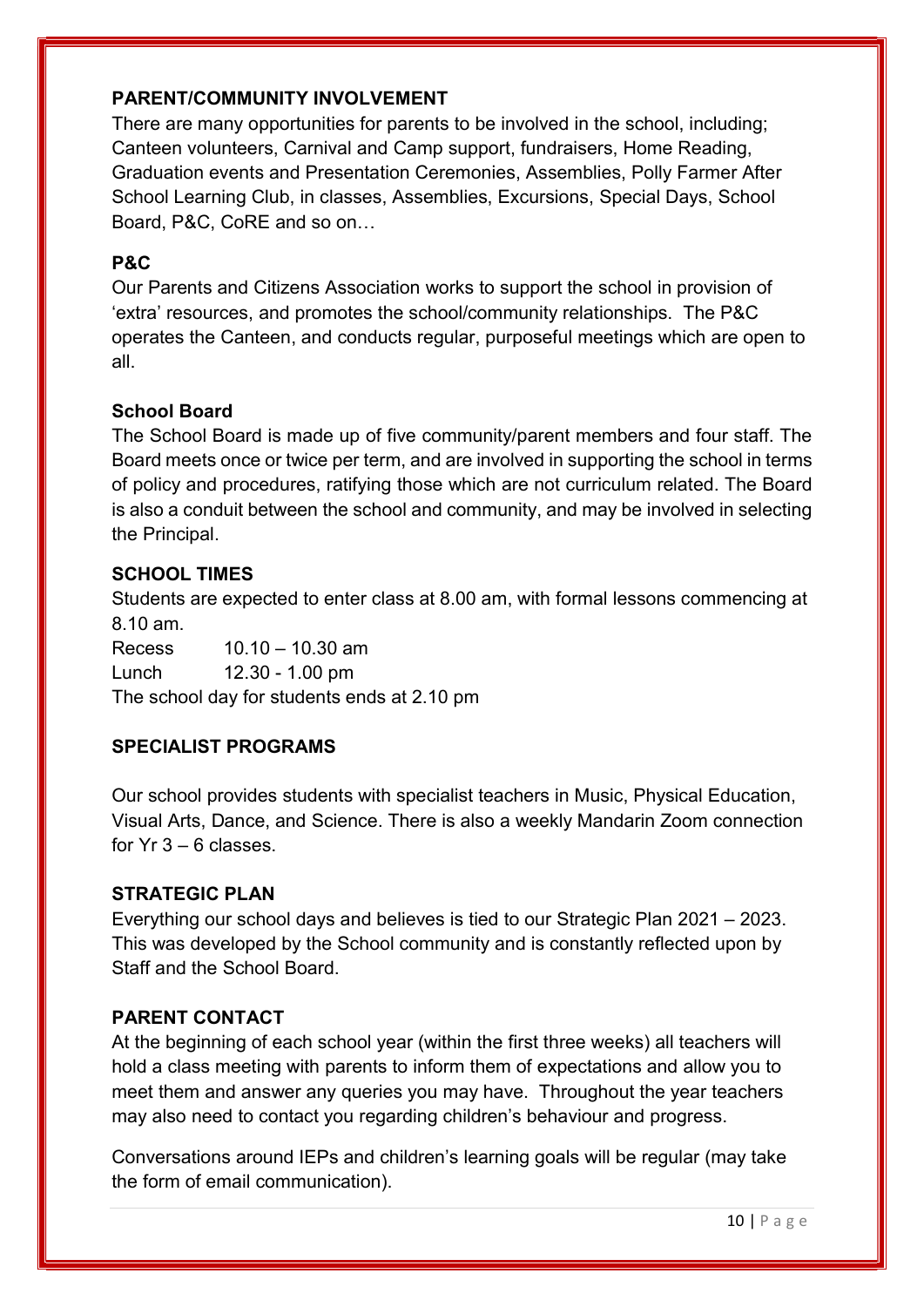## PARENT/COMMUNITY INVOLVEMENT

There are many opportunities for parents to be involved in the school, including; Canteen volunteers, Carnival and Camp support, fundraisers, Home Reading, Graduation events and Presentation Ceremonies, Assemblies, Polly Farmer After School Learning Club, in classes, Assemblies, Excursions, Special Days, School Board, P&C, CoRE and so on…

### P&C

Our Parents and Citizens Association works to support the school in provision of 'extra' resources, and promotes the school/community relationships. The P&C operates the Canteen, and conducts regular, purposeful meetings which are open to all.

### School Board

The School Board is made up of five community/parent members and four staff. The Board meets once or twice per term, and are involved in supporting the school in terms of policy and procedures, ratifying those which are not curriculum related. The Board is also a conduit between the school and community, and may be involved in selecting the Principal.

## SCHOOL TIMES

Students are expected to enter class at 8.00 am, with formal lessons commencing at 8.10 am.

Recess 10.10 – 10.30 am
Lunch 12.30 - 1.00 pm
The school day for students ends at 2.10 pm

## SPECIALIST PROGRAMS

Our school provides students with specialist teachers in Music, Physical Education, Visual Arts, Dance, and Science. There is also a weekly Mandarin Zoom connection for Yr 3 – 6 classes.

## STRATEGIC PLAN

Everything our school days and believes is tied to our Strategic Plan 2021 – 2023. This was developed by the School community and is constantly reflected upon by Staff and the School Board.

## PARENT CONTACT

At the beginning of each school year (within the first three weeks) all teachers will hold a class meeting with parents to inform them of expectations and allow you to meet them and answer any queries you may have. Throughout the year teachers may also need to contact you regarding children's behaviour and progress.

Conversations around IEPs and children's learning goals will be regular (may take the form of email communication).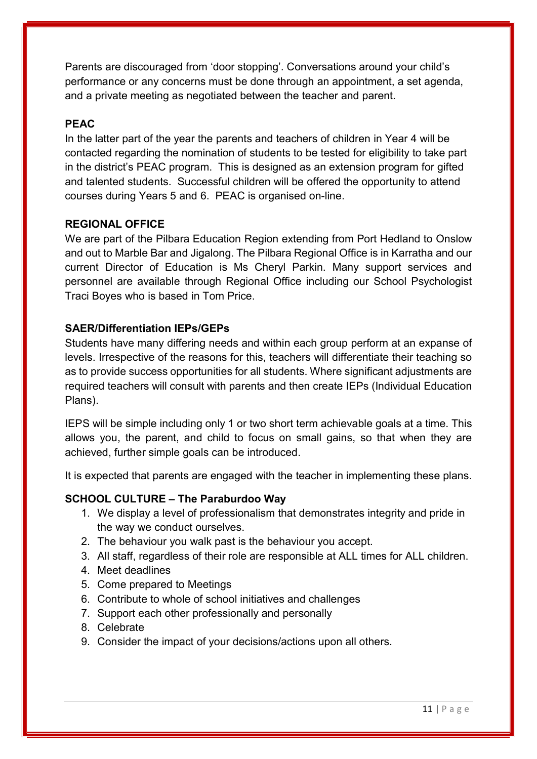Parents are discouraged from 'door stopping'. Conversations around your child's performance or any concerns must be done through an appointment, a set agenda, and a private meeting as negotiated between the teacher and parent.

## PEAC

In the latter part of the year the parents and teachers of children in Year 4 will be contacted regarding the nomination of students to be tested for eligibility to take part in the district's PEAC program. This is designed as an extension program for gifted and talented students. Successful children will be offered the opportunity to attend courses during Years 5 and 6. PEAC is organised on-line.

## REGIONAL OFFICE

We are part of the Pilbara Education Region extending from Port Hedland to Onslow and out to Marble Bar and Jigalong. The Pilbara Regional Office is in Karratha and our current Director of Education is Ms Cheryl Parkin. Many support services and personnel are available through Regional Office including our School Psychologist Traci Boyes who is based in Tom Price.

## SAER/Differentiation IEPs/GEPs

Students have many differing needs and within each group perform at an expanse of levels. Irrespective of the reasons for this, teachers will differentiate their teaching so as to provide success opportunities for all students. Where significant adjustments are required teachers will consult with parents and then create IEPs (Individual Education Plans).

IEPS will be simple including only 1 or two short term achievable goals at a time. This allows you, the parent, and child to focus on small gains, so that when they are achieved, further simple goals can be introduced.

It is expected that parents are engaged with the teacher in implementing these plans.

## SCHOOL CULTURE – The Paraburdoo Way

1. We display a level of professionalism that demonstrates integrity and pride in the way we conduct ourselves.
2. The behaviour you walk past is the behaviour you accept.
3. All staff, regardless of their role are responsible at ALL times for ALL children.
4. Meet deadlines
5. Come prepared to Meetings
6. Contribute to whole of school initiatives and challenges
7. Support each other professionally and personally
8. Celebrate
9. Consider the impact of your decisions/actions upon all others.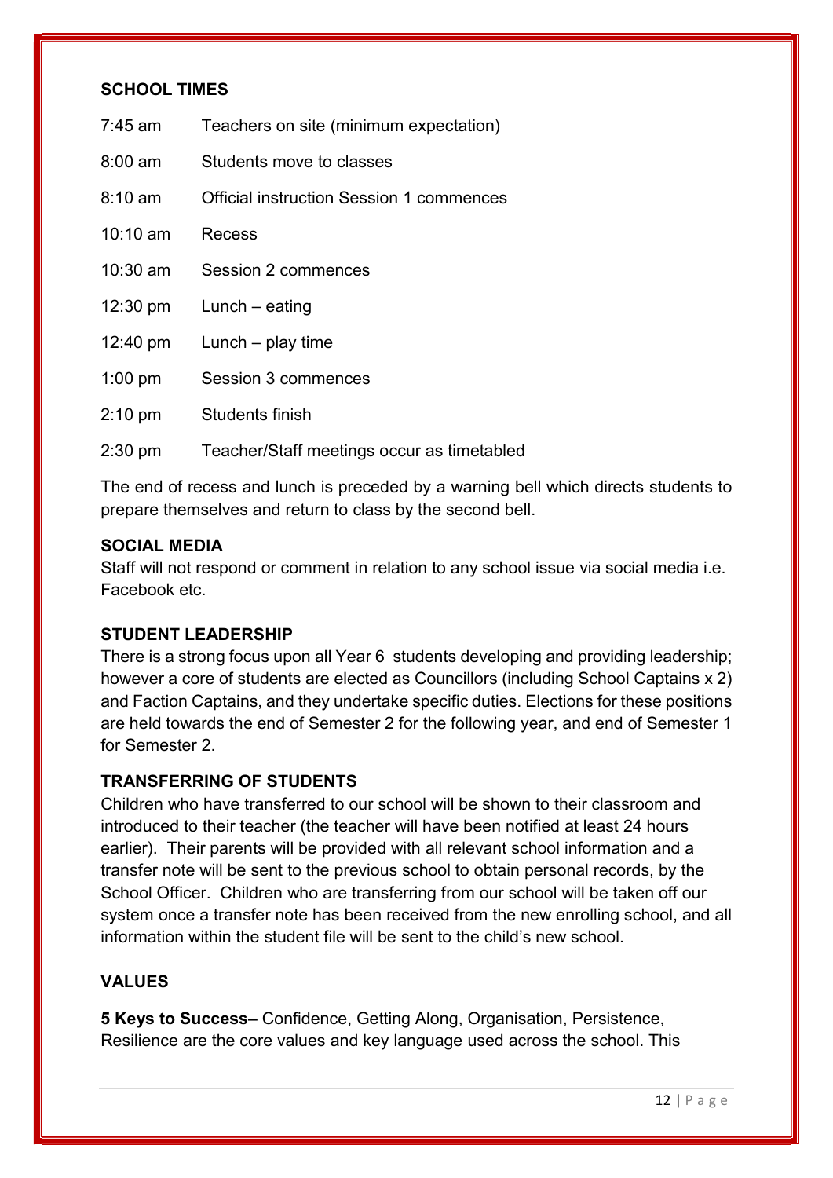## SCHOOL TIMES

| | |
|---|---|
| 7:45 am | Teachers on site (minimum expectation) |
| 8:00 am | Students move to classes |
| 8:10 am | Official instruction Session 1 commences |
| 10:10 am | Recess |
| 10:30 am | Session 2 commences |
| 12:30 pm | Lunch – eating |
| 12:40 pm | Lunch – play time |
| 1:00 pm | Session 3 commences |
| 2:10 pm | Students finish |
| 2:30 pm | Teacher/Staff meetings occur as timetabled |

The end of recess and lunch is preceded by a warning bell which directs students to prepare themselves and return to class by the second bell.

## SOCIAL MEDIA

Staff will not respond or comment in relation to any school issue via social media i.e. Facebook etc.

## STUDENT LEADERSHIP

There is a strong focus upon all Year 6 students developing and providing leadership; however a core of students are elected as Councillors (including School Captains x 2) and Faction Captains, and they undertake specific duties. Elections for these positions are held towards the end of Semester 2 for the following year, and end of Semester 1 for Semester 2.

## TRANSFERRING OF STUDENTS

Children who have transferred to our school will be shown to their classroom and introduced to their teacher (the teacher will have been notified at least 24 hours earlier). Their parents will be provided with all relevant school information and a transfer note will be sent to the previous school to obtain personal records, by the School Officer. Children who are transferring from our school will be taken off our system once a transfer note has been received from the new enrolling school, and all information within the student file will be sent to the child's new school.

## VALUES

**5 Keys to Success–** Confidence, Getting Along, Organisation, Persistence, Resilience are the core values and key language used across the school. This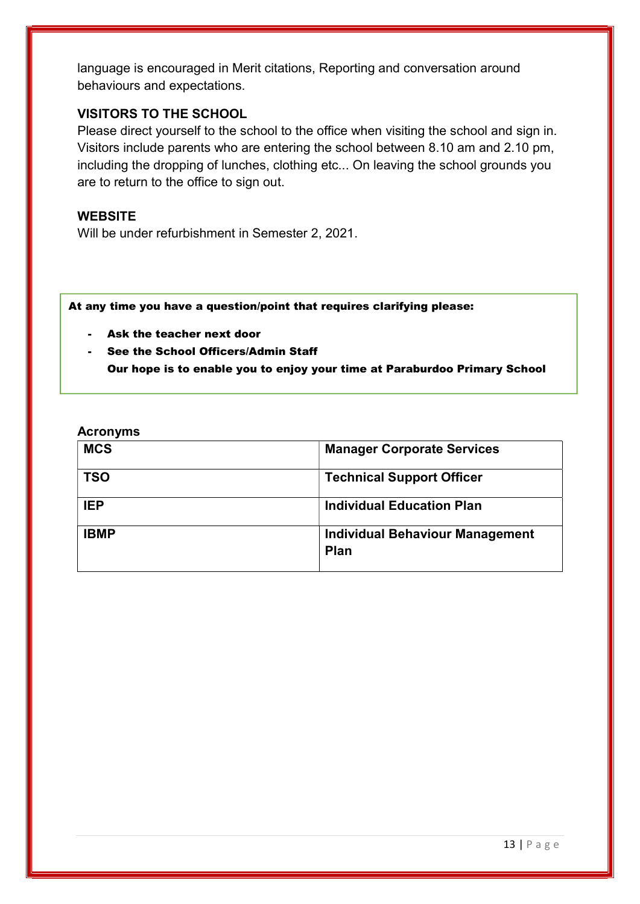language is encouraged in Merit citations, Reporting and conversation around behaviours and expectations.

### VISITORS TO THE SCHOOL

Please direct yourself to the school to the office when visiting the school and sign in. Visitors include parents who are entering the school between 8.10 am and 2.10 pm, including the dropping of lunches, clothing etc... On leaving the school grounds you are to return to the office to sign out.

### WEBSITE

Will be under refurbishment in Semester 2, 2021.

**At any time you have a question/point that requires clarifying please:**

- **Ask the teacher next door**
- **See the School Officers/Admin Staff**
  **Our hope is to enable you to enjoy your time at Paraburdoo Primary School**

**Acronyms**

| | |
|---|---|
| **MCS** | **Manager Corporate Services** |
| **TSO** | **Technical Support Officer** |
| **IEP** | **Individual Education Plan** |
| **IBMP** | **Individual Behaviour Management Plan** |